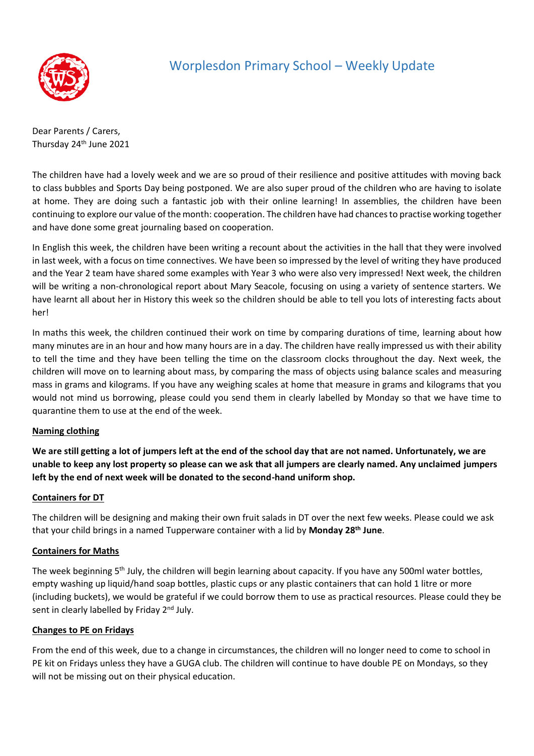# Worplesdon Primary School – Weekly Update

Dear Parents / Carers,
Thursday 24th June 2021

The children have had a lovely week and we are so proud of their resilience and positive attitudes with moving back to class bubbles and Sports Day being postponed. We are also super proud of the children who are having to isolate at home. They are doing such a fantastic job with their online learning! In assemblies, the children have been continuing to explore our value of the month: cooperation. The children have had chances to practise working together and have done some great journaling based on cooperation.

In English this week, the children have been writing a recount about the activities in the hall that they were involved in last week, with a focus on time connectives. We have been so impressed by the level of writing they have produced and the Year 2 team have shared some examples with Year 3 who were also very impressed! Next week, the children will be writing a non-chronological report about Mary Seacole, focusing on using a variety of sentence starters. We have learnt all about her in History this week so the children should be able to tell you lots of interesting facts about her!

In maths this week, the children continued their work on time by comparing durations of time, learning about how many minutes are in an hour and how many hours are in a day. The children have really impressed us with their ability to tell the time and they have been telling the time on the classroom clocks throughout the day. Next week, the children will move on to learning about mass, by comparing the mass of objects using balance scales and measuring mass in grams and kilograms. If you have any weighing scales at home that measure in grams and kilograms that you would not mind us borrowing, please could you send them in clearly labelled by Monday so that we have time to quarantine them to use at the end of the week.

**Naming clothing**

**We are still getting a lot of jumpers left at the end of the school day that are not named. Unfortunately, we are unable to keep any lost property so please can we ask that all jumpers are clearly named. Any unclaimed jumpers left by the end of next week will be donated to the second-hand uniform shop.**

**Containers for DT**

The children will be designing and making their own fruit salads in DT over the next few weeks. Please could we ask that your child brings in a named Tupperware container with a lid by **Monday 28th June**.

**Containers for Maths**

The week beginning 5th July, the children will begin learning about capacity. If you have any 500ml water bottles, empty washing up liquid/hand soap bottles, plastic cups or any plastic containers that can hold 1 litre or more (including buckets), we would be grateful if we could borrow them to use as practical resources. Please could they be sent in clearly labelled by Friday 2nd July.

**Changes to PE on Fridays**

From the end of this week, due to a change in circumstances, the children will no longer need to come to school in PE kit on Fridays unless they have a GUGA club. The children will continue to have double PE on Mondays, so they will not be missing out on their physical education.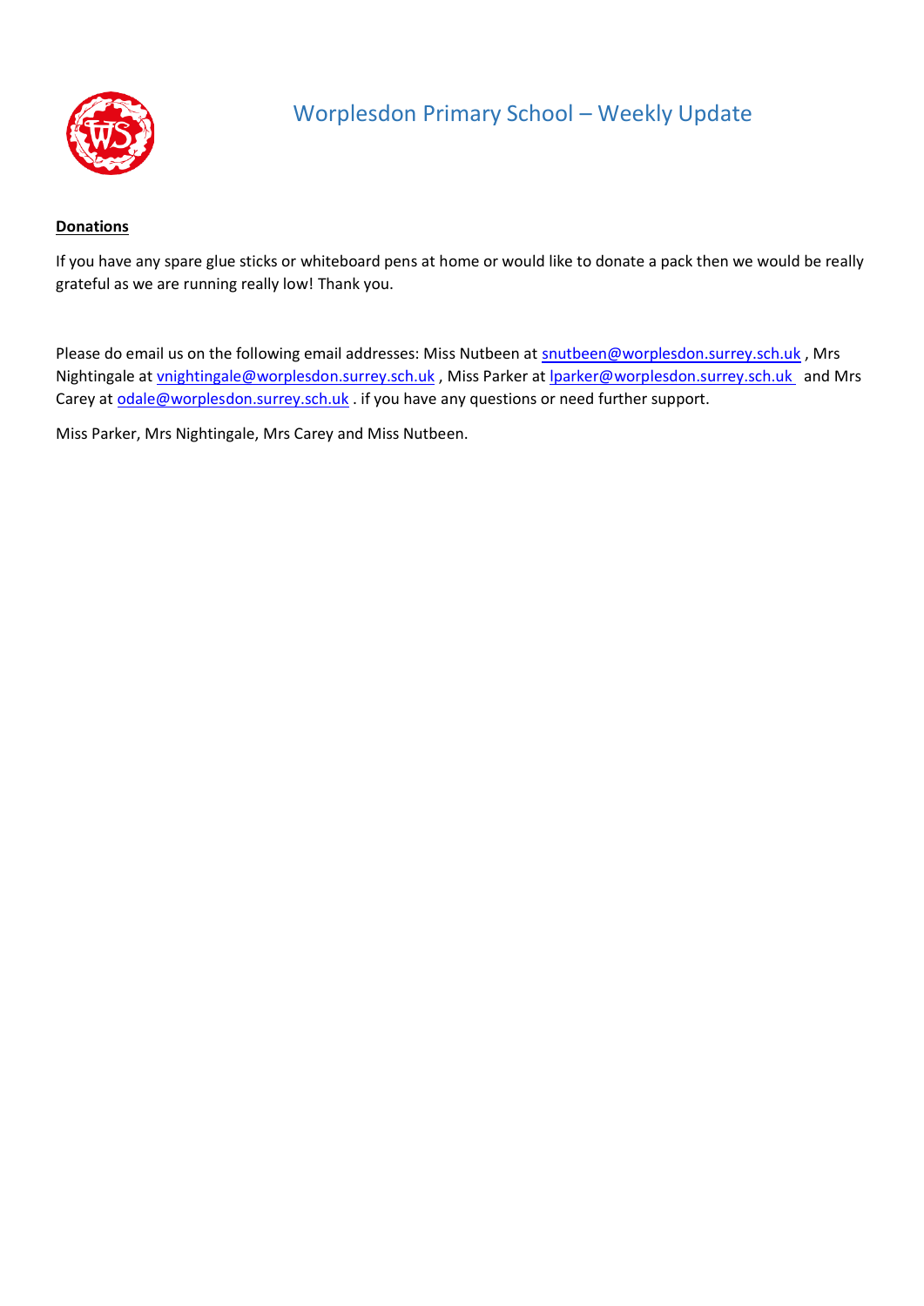# Worplesdon Primary School – Weekly Update

**Donations**

If you have any spare glue sticks or whiteboard pens at home or would like to donate a pack then we would be really grateful as we are running really low! Thank you.

Please do email us on the following email addresses: Miss Nutbeen at snutbeen@worplesdon.surrey.sch.uk , Mrs Nightingale at vnightingale@worplesdon.surrey.sch.uk , Miss Parker at lparker@worplesdon.surrey.sch.uk and Mrs Carey at odale@worplesdon.surrey.sch.uk . if you have any questions or need further support.

Miss Parker, Mrs Nightingale, Mrs Carey and Miss Nutbeen.